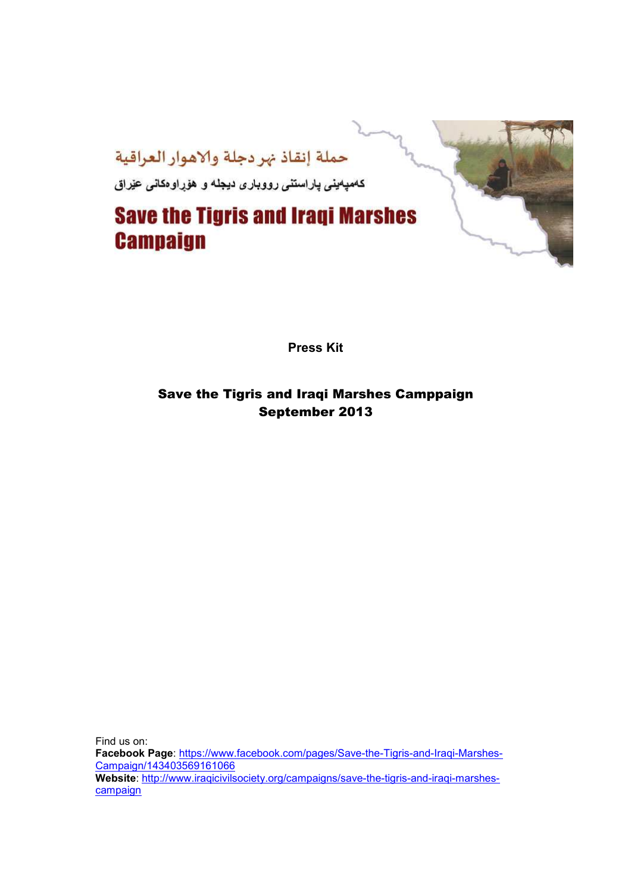حملة إنقاذ نهر دجلة والاهوار العراقية

کەمپەینی پاراستنی ڕووباری دیجلە و هۆڕاوەکانی عێراق

# Save the Tigris and Iraqi Marshes Campaign

**Press Kit**

**Save the Tigris and Iraqi Marshes Camppaign**
**September 2013**

Find us on:
**Facebook Page**: https://www.facebook.com/pages/Save-the-Tigris-and-Iraqi-Marshes-Campaign/143403569161066
**Website**: http://www.iraqicivilsociety.org/campaigns/save-the-tigris-and-iraqi-marshes-campaign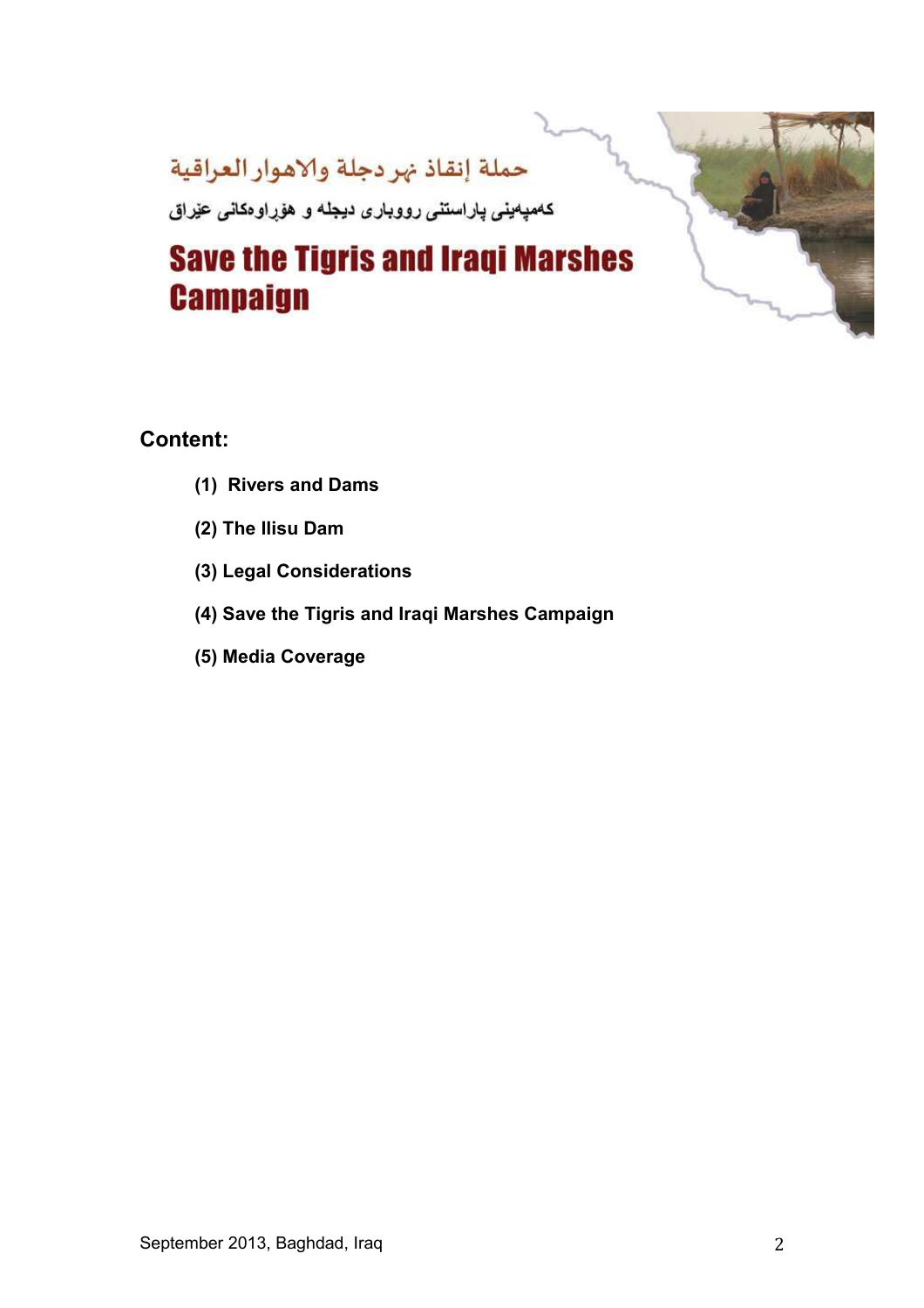حملة إنقاذ نهر دجلة والاهوار العراقية

کەمپەینی پاراستنی رووباری دیجلە و هۆراوەکانی عێراق

# Save the Tigris and Iraqi Marshes Campaign

## Content:

**(1) Rivers and Dams**

**(2) The Ilisu Dam**

**(3) Legal Considerations**

**(4) Save the Tigris and Iraqi Marshes Campaign**

**(5) Media Coverage**

September 2013, Baghdad, Iraq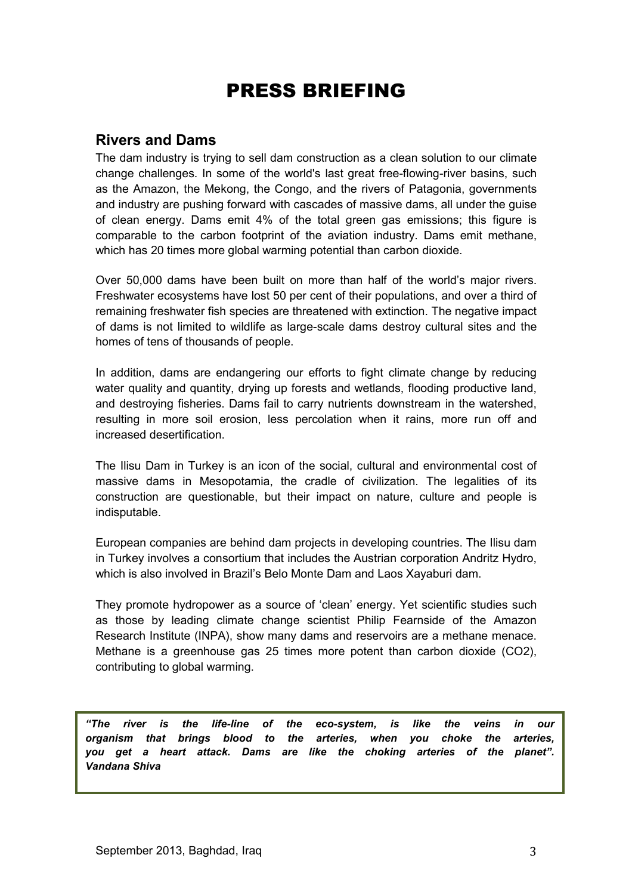# PRESS BRIEFING

## Rivers and Dams

The dam industry is trying to sell dam construction as a clean solution to our climate change challenges. In some of the world's last great free-flowing-river basins, such as the Amazon, the Mekong, the Congo, and the rivers of Patagonia, governments and industry are pushing forward with cascades of massive dams, all under the guise of clean energy. Dams emit 4% of the total green gas emissions; this figure is comparable to the carbon footprint of the aviation industry. Dams emit methane, which has 20 times more global warming potential than carbon dioxide.

Over 50,000 dams have been built on more than half of the world's major rivers. Freshwater ecosystems have lost 50 per cent of their populations, and over a third of remaining freshwater fish species are threatened with extinction. The negative impact of dams is not limited to wildlife as large-scale dams destroy cultural sites and the homes of tens of thousands of people.

In addition, dams are endangering our efforts to fight climate change by reducing water quality and quantity, drying up forests and wetlands, flooding productive land, and destroying fisheries. Dams fail to carry nutrients downstream in the watershed, resulting in more soil erosion, less percolation when it rains, more run off and increased desertification.

The Ilisu Dam in Turkey is an icon of the social, cultural and environmental cost of massive dams in Mesopotamia, the cradle of civilization. The legalities of its construction are questionable, but their impact on nature, culture and people is indisputable.

European companies are behind dam projects in developing countries. The Ilisu dam in Turkey involves a consortium that includes the Austrian corporation Andritz Hydro, which is also involved in Brazil's Belo Monte Dam and Laos Xayaburi dam.

They promote hydropower as a source of 'clean' energy. Yet scientific studies such as those by leading climate change scientist Philip Fearnside of the Amazon Research Institute (INPA), show many dams and reservoirs are a methane menace. Methane is a greenhouse gas 25 times more potent than carbon dioxide ($CO_2$), contributing to global warming.

> ***"The river is the life-line of the eco-system, is like the veins in our organism that brings blood to the arteries, when you choke the arteries, you get a heart attack. Dams are like the choking arteries of the planet". Vandana Shiva***

September 2013, Baghdad, Iraq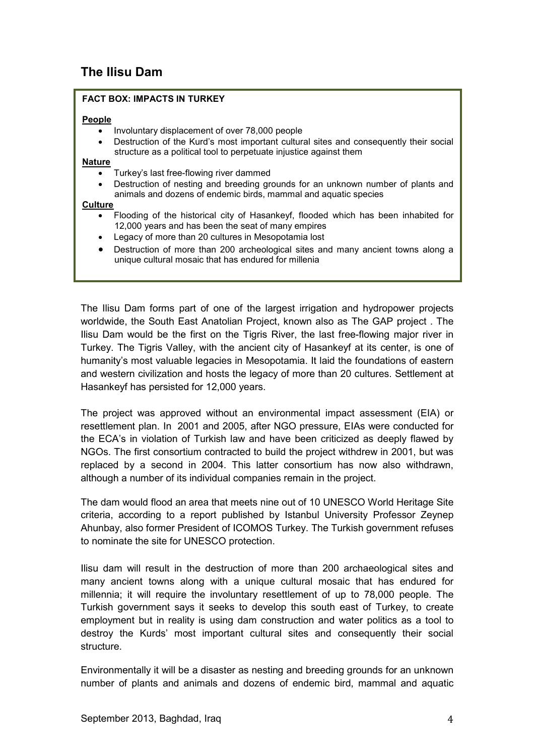## The Ilisu Dam

**FACT BOX: IMPACTS IN TURKEY**

**People**

- Involuntary displacement of over 78,000 people
- Destruction of the Kurd's most important cultural sites and consequently their social structure as a political tool to perpetuate injustice against them

**Nature**

- Turkey's last free-flowing river dammed
- Destruction of nesting and breeding grounds for an unknown number of plants and animals and dozens of endemic birds, mammal and aquatic species

**Culture**

- Flooding of the historical city of Hasankeyf, flooded which has been inhabited for 12,000 years and has been the seat of many empires
- Legacy of more than 20 cultures in Mesopotamia lost
- Destruction of more than 200 archeological sites and many ancient towns along a unique cultural mosaic that has endured for millenia

The Ilisu Dam forms part of one of the largest irrigation and hydropower projects worldwide, the South East Anatolian Project, known also as The GAP project . The Ilisu Dam would be the first on the Tigris River, the last free-flowing major river in Turkey. The Tigris Valley, with the ancient city of Hasankeyf at its center, is one of humanity's most valuable legacies in Mesopotamia. It laid the foundations of eastern and western civilization and hosts the legacy of more than 20 cultures. Settlement at Hasankeyf has persisted for 12,000 years.

The project was approved without an environmental impact assessment (EIA) or resettlement plan. In 2001 and 2005, after NGO pressure, EIAs were conducted for the ECA's in violation of Turkish law and have been criticized as deeply flawed by NGOs. The first consortium contracted to build the project withdrew in 2001, but was replaced by a second in 2004. This latter consortium has now also withdrawn, although a number of its individual companies remain in the project.

The dam would flood an area that meets nine out of 10 UNESCO World Heritage Site criteria, according to a report published by Istanbul University Professor Zeynep Ahunbay, also former President of ICOMOS Turkey. The Turkish government refuses to nominate the site for UNESCO protection.

Ilisu dam will result in the destruction of more than 200 archaeological sites and many ancient towns along with a unique cultural mosaic that has endured for millennia; it will require the involuntary resettlement of up to 78,000 people. The Turkish government says it seeks to develop this south east of Turkey, to create employment but in reality is using dam construction and water politics as a tool to destroy the Kurds' most important cultural sites and consequently their social structure.

Environmentally it will be a disaster as nesting and breeding grounds for an unknown number of plants and animals and dozens of endemic bird, mammal and aquatic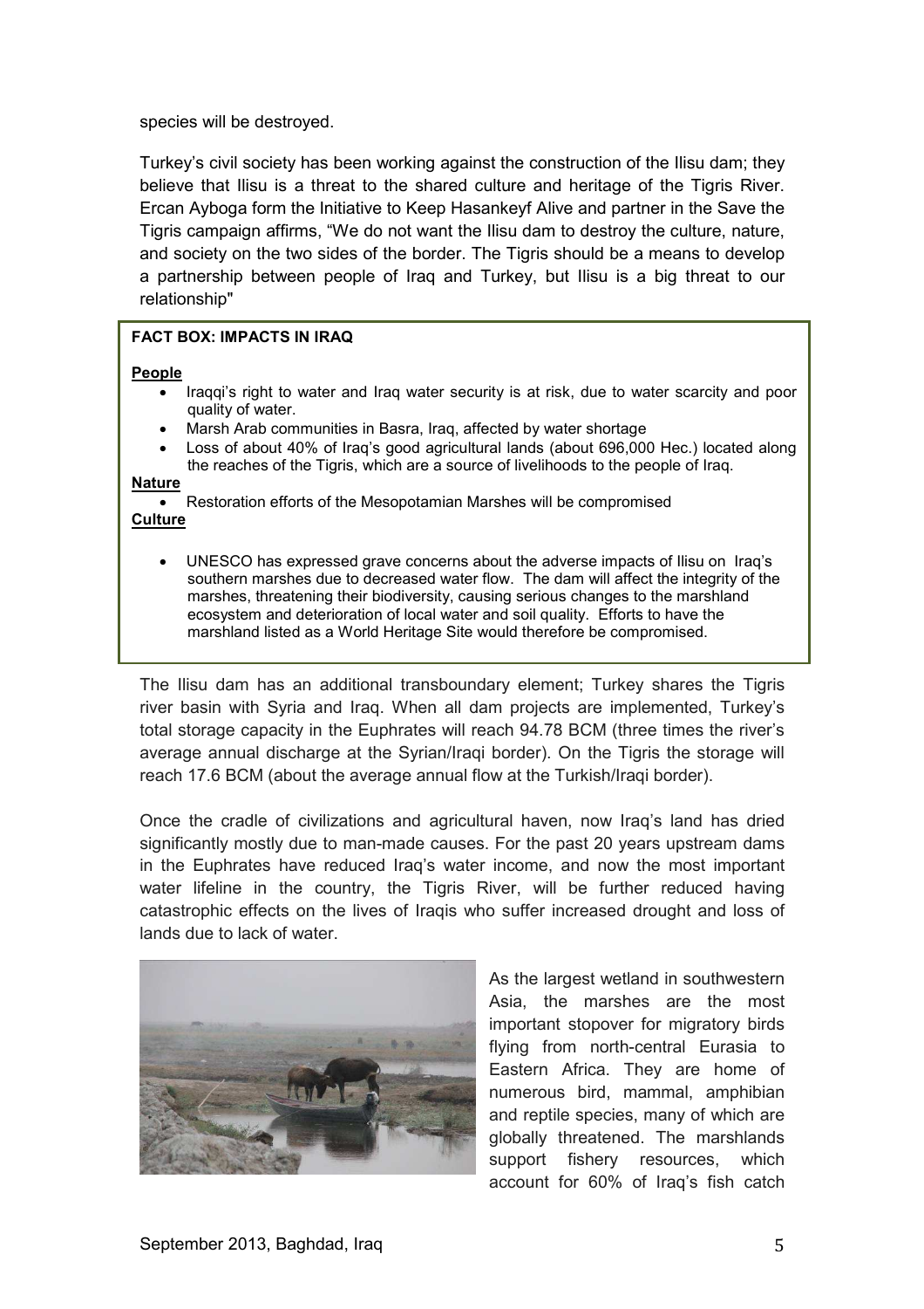species will be destroyed.

Turkey's civil society has been working against the construction of the Ilisu dam; they believe that Ilisu is a threat to the shared culture and heritage of the Tigris River. Ercan Ayboga form the Initiative to Keep Hasankeyf Alive and partner in the Save the Tigris campaign affirms, "We do not want the Ilisu dam to destroy the culture, nature, and society on the two sides of the border. The Tigris should be a means to develop a partnership between people of Iraq and Turkey, but Ilisu is a big threat to our relationship"

**FACT BOX: IMPACTS IN IRAQ**

**People**

- Iraqqi's right to water and Iraq water security is at risk, due to water scarcity and poor quality of water.
- Marsh Arab communities in Basra, Iraq, affected by water shortage
- Loss of about 40% of Iraq's good agricultural lands (about 696,000 Hec.) located along the reaches of the Tigris, which are a source of livelihoods to the people of Iraq.

**Nature**

- Restoration efforts of the Mesopotamian Marshes will be compromised

**Culture**

- UNESCO has expressed grave concerns about the adverse impacts of Ilisu on Iraq's southern marshes due to decreased water flow. The dam will affect the integrity of the marshes, threatening their biodiversity, causing serious changes to the marshland ecosystem and deterioration of local water and soil quality. Efforts to have the marshland listed as a World Heritage Site would therefore be compromised.

The Ilisu dam has an additional transboundary element; Turkey shares the Tigris river basin with Syria and Iraq. When all dam projects are implemented, Turkey's total storage capacity in the Euphrates will reach 94.78 BCM (three times the river's average annual discharge at the Syrian/Iraqi border). On the Tigris the storage will reach 17.6 BCM (about the average annual flow at the Turkish/Iraqi border).

Once the cradle of civilizations and agricultural haven, now Iraq's land has dried significantly mostly due to man-made causes. For the past 20 years upstream dams in the Euphrates have reduced Iraq's water income, and now the most important water lifeline in the country, the Tigris River, will be further reduced having catastrophic effects on the lives of Iraqis who suffer increased drought and loss of lands due to lack of water.

As the largest wetland in southwestern Asia, the marshes are the most important stopover for migratory birds flying from north-central Eurasia to Eastern Africa. They are home of numerous bird, mammal, amphibian and reptile species, many of which are globally threatened. The marshlands support fishery resources, which account for 60% of Iraq's fish catch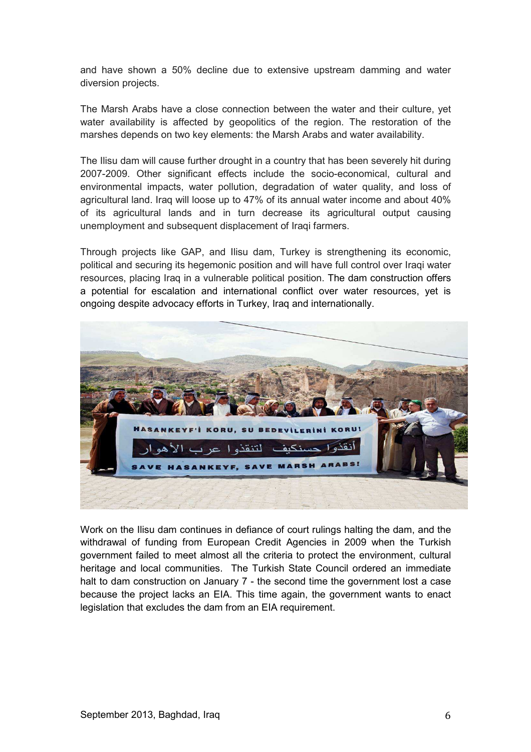and have shown a 50% decline due to extensive upstream damming and water diversion projects.

The Marsh Arabs have a close connection between the water and their culture, yet water availability is affected by geopolitics of the region. The restoration of the marshes depends on two key elements: the Marsh Arabs and water availability.

The Ilisu dam will cause further drought in a country that has been severely hit during 2007-2009. Other significant effects include the socio-economical, cultural and environmental impacts, water pollution, degradation of water quality, and loss of agricultural land. Iraq will loose up to 47% of its annual water income and about 40% of its agricultural lands and in turn decrease its agricultural output causing unemployment and subsequent displacement of Iraqi farmers.

Through projects like GAP, and Ilisu dam, Turkey is strengthening its economic, political and securing its hegemonic position and will have full control over Iraqi water resources, placing Iraq in a vulnerable political position. The dam construction offers a potential for escalation and international conflict over water resources, yet is ongoing despite advocacy efforts in Turkey, Iraq and internationally.

Work on the Ilisu dam continues in defiance of court rulings halting the dam, and the withdrawal of funding from European Credit Agencies in 2009 when the Turkish government failed to meet almost all the criteria to protect the environment, cultural heritage and local communities. The Turkish State Council ordered an immediate halt to dam construction on January 7 - the second time the government lost a case because the project lacks an EIA. This time again, the government wants to enact legislation that excludes the dam from an EIA requirement.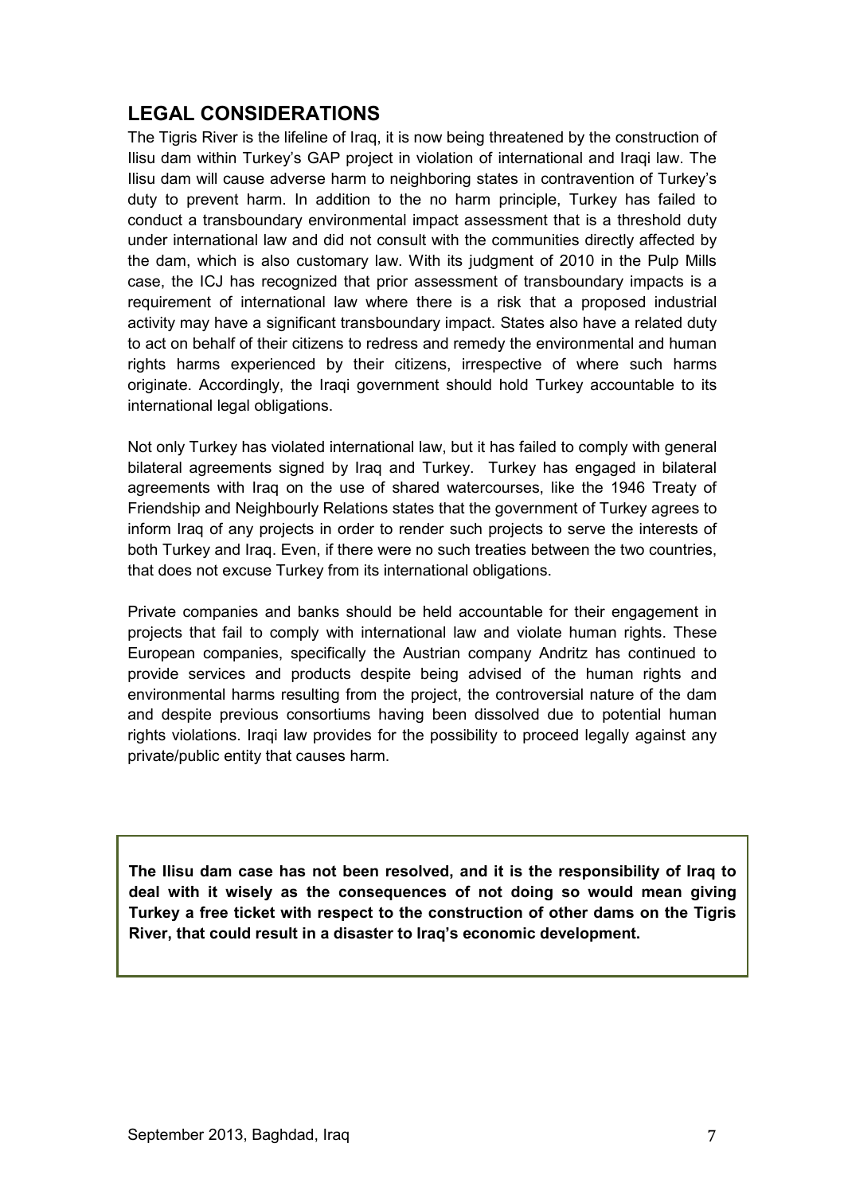## LEGAL CONSIDERATIONS

The Tigris River is the lifeline of Iraq, it is now being threatened by the construction of Ilisu dam within Turkey's GAP project in violation of international and Iraqi law. The Ilisu dam will cause adverse harm to neighboring states in contravention of Turkey's duty to prevent harm. In addition to the no harm principle, Turkey has failed to conduct a transboundary environmental impact assessment that is a threshold duty under international law and did not consult with the communities directly affected by the dam, which is also customary law. With its judgment of 2010 in the Pulp Mills case, the ICJ has recognized that prior assessment of transboundary impacts is a requirement of international law where there is a risk that a proposed industrial activity may have a significant transboundary impact. States also have a related duty to act on behalf of their citizens to redress and remedy the environmental and human rights harms experienced by their citizens, irrespective of where such harms originate. Accordingly, the Iraqi government should hold Turkey accountable to its international legal obligations.

Not only Turkey has violated international law, but it has failed to comply with general bilateral agreements signed by Iraq and Turkey. Turkey has engaged in bilateral agreements with Iraq on the use of shared watercourses, like the 1946 Treaty of Friendship and Neighbourly Relations states that the government of Turkey agrees to inform Iraq of any projects in order to render such projects to serve the interests of both Turkey and Iraq. Even, if there were no such treaties between the two countries, that does not excuse Turkey from its international obligations.

Private companies and banks should be held accountable for their engagement in projects that fail to comply with international law and violate human rights. These European companies, specifically the Austrian company Andritz has continued to provide services and products despite being advised of the human rights and environmental harms resulting from the project, the controversial nature of the dam and despite previous consortiums having been dissolved due to potential human rights violations. Iraqi law provides for the possibility to proceed legally against any private/public entity that causes harm.

**The Ilisu dam case has not been resolved, and it is the responsibility of Iraq to deal with it wisely as the consequences of not doing so would mean giving Turkey a free ticket with respect to the construction of other dams on the Tigris River, that could result in a disaster to Iraq's economic development.**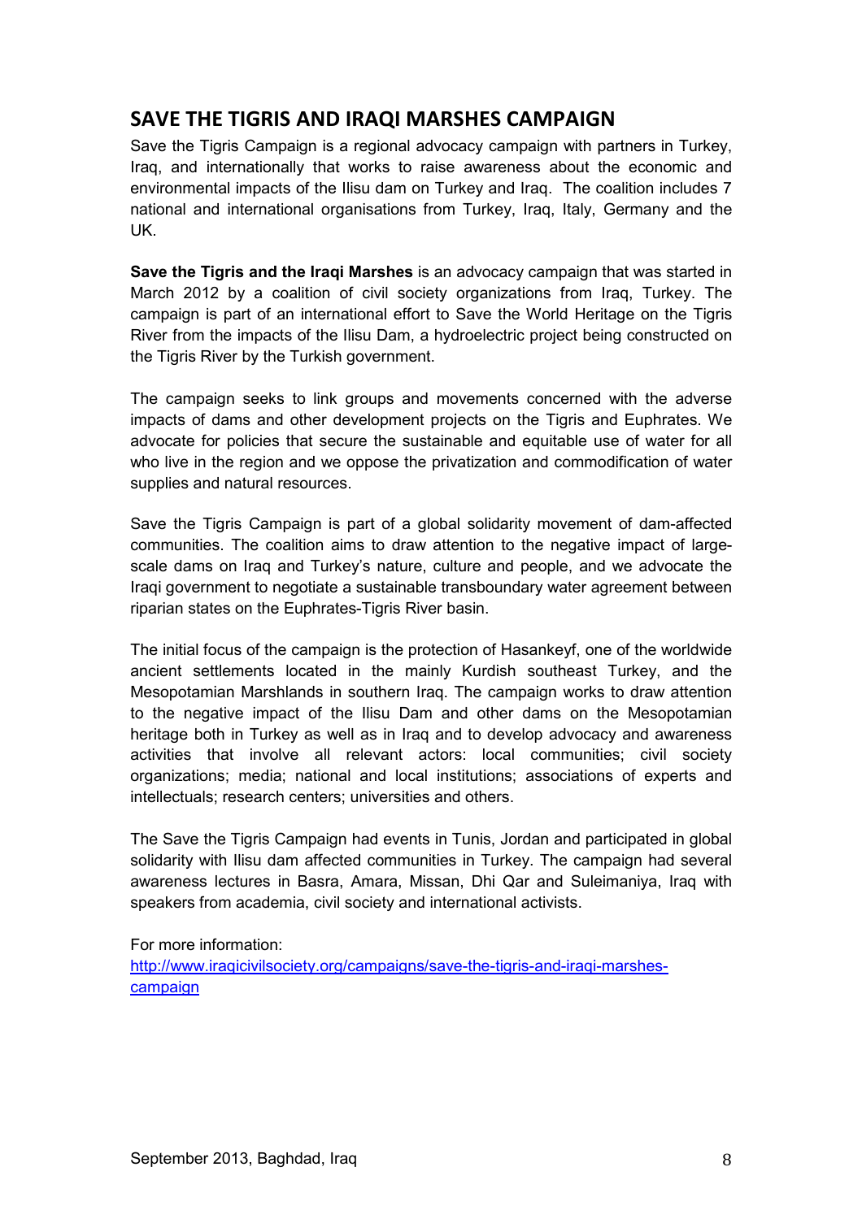## SAVE THE TIGRIS AND IRAQI MARSHES CAMPAIGN

Save the Tigris Campaign is a regional advocacy campaign with partners in Turkey, Iraq, and internationally that works to raise awareness about the economic and environmental impacts of the Ilisu dam on Turkey and Iraq. The coalition includes 7 national and international organisations from Turkey, Iraq, Italy, Germany and the UK.

**Save the Tigris and the Iraqi Marshes** is an advocacy campaign that was started in March 2012 by a coalition of civil society organizations from Iraq, Turkey. The campaign is part of an international effort to Save the World Heritage on the Tigris River from the impacts of the Ilisu Dam, a hydroelectric project being constructed on the Tigris River by the Turkish government.

The campaign seeks to link groups and movements concerned with the adverse impacts of dams and other development projects on the Tigris and Euphrates. We advocate for policies that secure the sustainable and equitable use of water for all who live in the region and we oppose the privatization and commodification of water supplies and natural resources.

Save the Tigris Campaign is part of a global solidarity movement of dam-affected communities. The coalition aims to draw attention to the negative impact of large-scale dams on Iraq and Turkey's nature, culture and people, and we advocate the Iraqi government to negotiate a sustainable transboundary water agreement between riparian states on the Euphrates-Tigris River basin.

The initial focus of the campaign is the protection of Hasankeyf, one of the worldwide ancient settlements located in the mainly Kurdish southeast Turkey, and the Mesopotamian Marshlands in southern Iraq. The campaign works to draw attention to the negative impact of the Ilisu Dam and other dams on the Mesopotamian heritage both in Turkey as well as in Iraq and to develop advocacy and awareness activities that involve all relevant actors: local communities; civil society organizations; media; national and local institutions; associations of experts and intellectuals; research centers; universities and others.

The Save the Tigris Campaign had events in Tunis, Jordan and participated in global solidarity with Ilisu dam affected communities in Turkey. The campaign had several awareness lectures in Basra, Amara, Missan, Dhi Qar and Suleimaniya, Iraq with speakers from academia, civil society and international activists.

For more information:
[http://www.iraqicivilsociety.org/campaigns/save-the-tigris-and-iraqi-marshes-campaign](http://www.iraqicivilsociety.org/campaigns/save-the-tigris-and-iraqi-marshes-campaign)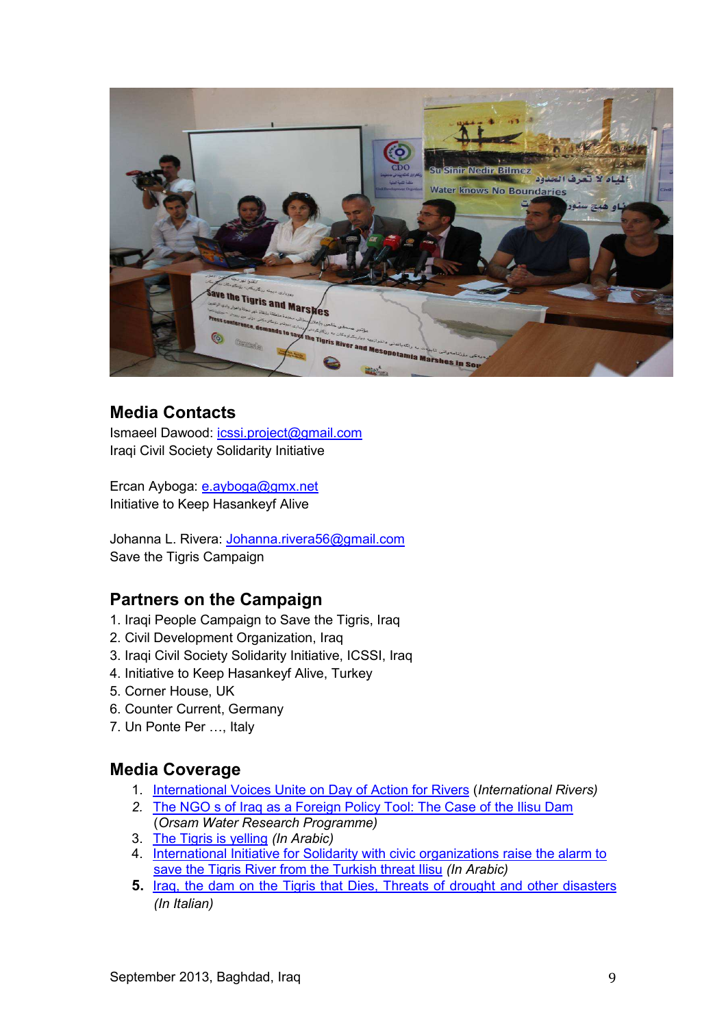## Media Contacts

Ismaeel Dawood: icssi.project@gmail.com
Iraqi Civil Society Solidarity Initiative

Ercan Ayboga: e.ayboga@gmx.net
Initiative to Keep Hasankeyf Alive

Johanna L. Rivera: Johanna.rivera56@gmail.com
Save the Tigris Campaign

## Partners on the Campaign

1. Iraqi People Campaign to Save the Tigris, Iraq
2. Civil Development Organization, Iraq
3. Iraqi Civil Society Solidarity Initiative, ICSSI, Iraq
4. Initiative to Keep Hasankeyf Alive, Turkey
5. Corner House, UK
6. Counter Current, Germany
7. Un Ponte Per …, Italy

## Media Coverage

1. International Voices Unite on Day of Action for Rivers (*International Rivers)*
2. The NGO s of Iraq as a Foreign Policy Tool: The Case of the Ilisu Dam (*Orsam Water Research Programme)*
3. The Tigris is yelling *(In Arabic)*
4. International Initiative for Solidarity with civic organizations raise the alarm to save the Tigris River from the Turkish threat Ilisu *(In Arabic)*
5. Iraq, the dam on the Tigris that Dies, Threats of drought and other disasters *(In Italian)*

September 2013, Baghdad, Iraq